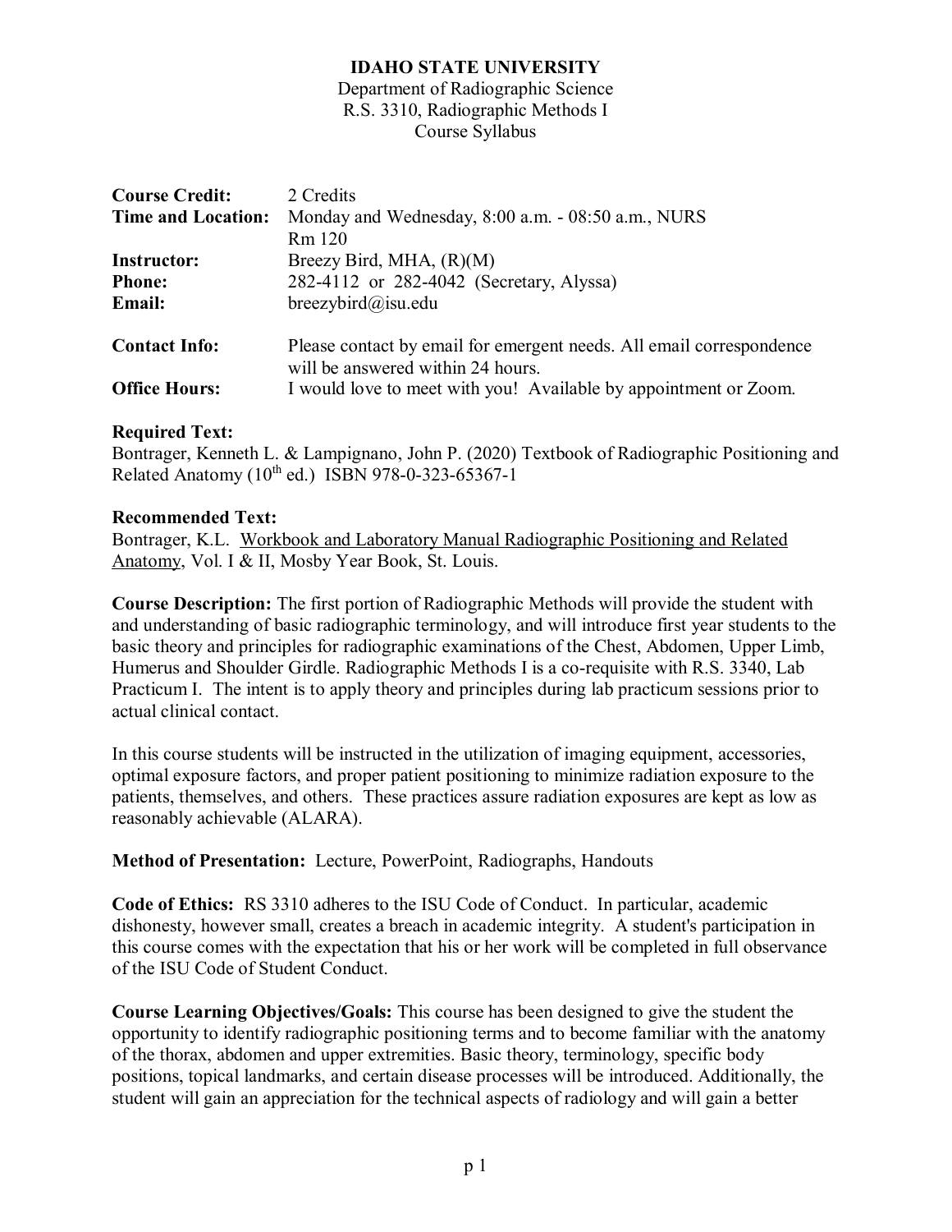**IDAHO STATE UNIVERSITY**
Department of Radiographic Science
R.S. 3310, Radiographic Methods I
Course Syllabus

| | |
|---|---|
| **Course Credit:** | 2 Credits |
| **Time and Location:** | Monday and Wednesday, 8:00 a.m. - 08:50 a.m., NURS Rm 120 |
| **Instructor:** | Breezy Bird, MHA, (R)(M) |
| **Phone:** | 282-4112 or 282-4042 (Secretary, Alyssa) |
| **Email:** | breezybird@isu.edu |
| **Contact Info:** | Please contact by email for emergent needs. All email correspondence will be answered within 24 hours. |
| **Office Hours:** | I would love to meet with you! Available by appointment or Zoom. |

**Required Text:**
Bontrager, Kenneth L. & Lampignano, John P. (2020) Textbook of Radiographic Positioning and Related Anatomy (10th ed.) ISBN 978-0-323-65367-1

**Recommended Text:**
Bontrager, K.L. Workbook and Laboratory Manual Radiographic Positioning and Related Anatomy, Vol. I & II, Mosby Year Book, St. Louis.

**Course Description:** The first portion of Radiographic Methods will provide the student with and understanding of basic radiographic terminology, and will introduce first year students to the basic theory and principles for radiographic examinations of the Chest, Abdomen, Upper Limb, Humerus and Shoulder Girdle. Radiographic Methods I is a co-requisite with R.S. 3340, Lab Practicum I. The intent is to apply theory and principles during lab practicum sessions prior to actual clinical contact.

In this course students will be instructed in the utilization of imaging equipment, accessories, optimal exposure factors, and proper patient positioning to minimize radiation exposure to the patients, themselves, and others. These practices assure radiation exposures are kept as low as reasonably achievable (ALARA).

**Method of Presentation:** Lecture, PowerPoint, Radiographs, Handouts

**Code of Ethics:** RS 3310 adheres to the ISU Code of Conduct. In particular, academic dishonesty, however small, creates a breach in academic integrity. A student's participation in this course comes with the expectation that his or her work will be completed in full observance of the ISU Code of Student Conduct.

**Course Learning Objectives/Goals:** This course has been designed to give the student the opportunity to identify radiographic positioning terms and to become familiar with the anatomy of the thorax, abdomen and upper extremities. Basic theory, terminology, specific body positions, topical landmarks, and certain disease processes will be introduced. Additionally, the student will gain an appreciation for the technical aspects of radiology and will gain a better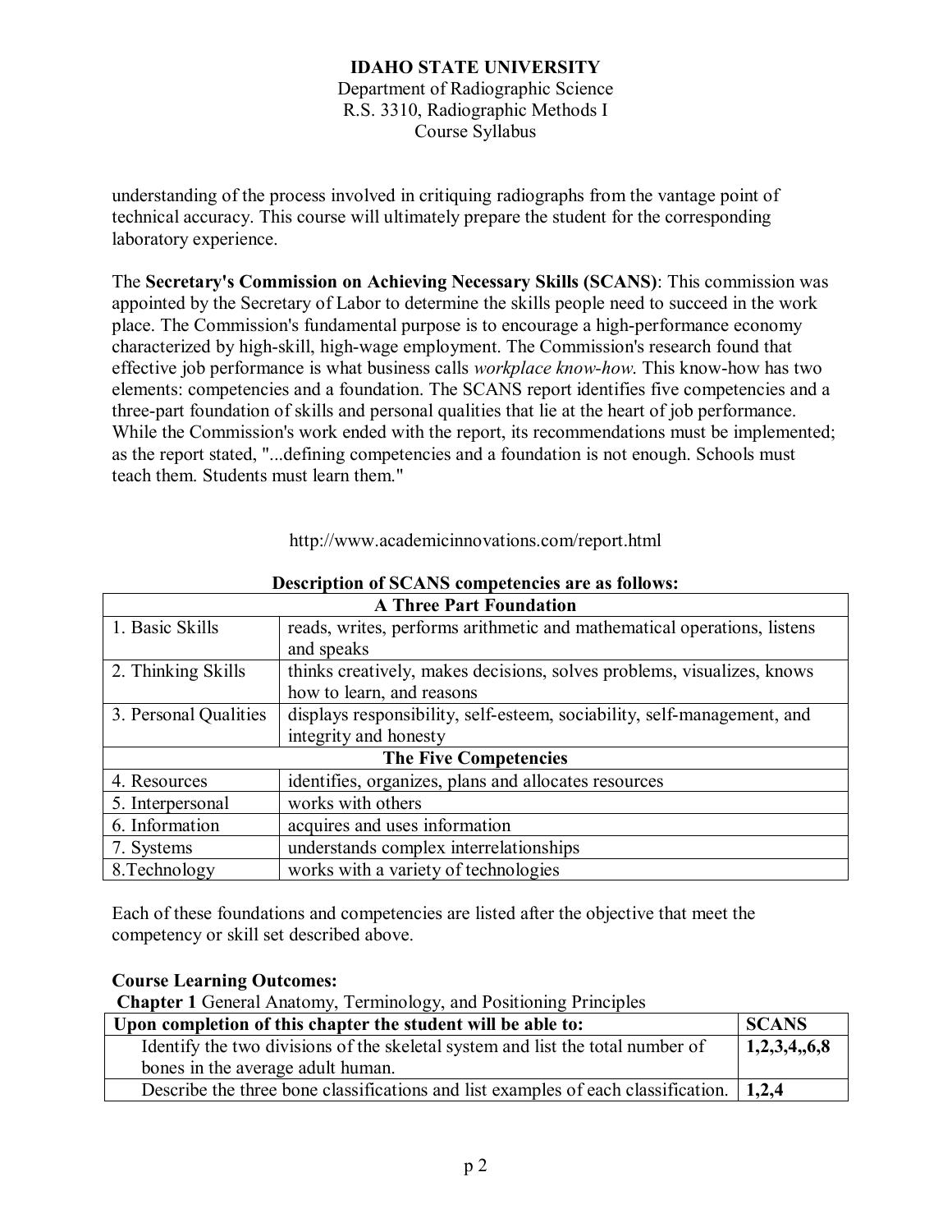understanding of the process involved in critiquing radiographs from the vantage point of technical accuracy. This course will ultimately prepare the student for the corresponding laboratory experience.

The **Secretary's Commission on Achieving Necessary Skills (SCANS)**: This commission was appointed by the Secretary of Labor to determine the skills people need to succeed in the work place. The Commission's fundamental purpose is to encourage a high-performance economy characterized by high-skill, high-wage employment. The Commission's research found that effective job performance is what business calls *workplace know-how*. This know-how has two elements: competencies and a foundation. The SCANS report identifies five competencies and a three-part foundation of skills and personal qualities that lie at the heart of job performance. While the Commission's work ended with the report, its recommendations must be implemented; as the report stated, "...defining competencies and a foundation is not enough. Schools must teach them. Students must learn them."

http://www.academicinnovations.com/report.html

**Description of SCANS competencies are as follows:**

| | |
|---|---|
| **A Three Part Foundation** | |
| 1. Basic Skills | reads, writes, performs arithmetic and mathematical operations, listens and speaks |
| 2. Thinking Skills | thinks creatively, makes decisions, solves problems, visualizes, knows how to learn, and reasons |
| 3. Personal Qualities | displays responsibility, self-esteem, sociability, self-management, and integrity and honesty |
| **The Five Competencies** | |
| 4. Resources | identifies, organizes, plans and allocates resources |
| 5. Interpersonal | works with others |
| 6. Information | acquires and uses information |
| 7. Systems | understands complex interrelationships |
| 8.Technology | works with a variety of technologies |

Each of these foundations and competencies are listed after the objective that meet the competency or skill set described above.

**Course Learning Outcomes:**

**Chapter 1** General Anatomy, Terminology, and Positioning Principles

| Upon completion of this chapter the student will be able to: | SCANS |
|---|---|
| Identify the two divisions of the skeletal system and list the total number of bones in the average adult human. | **1,2,3,4,,6,8** |
| Describe the three bone classifications and list examples of each classification. | **1,2,4** |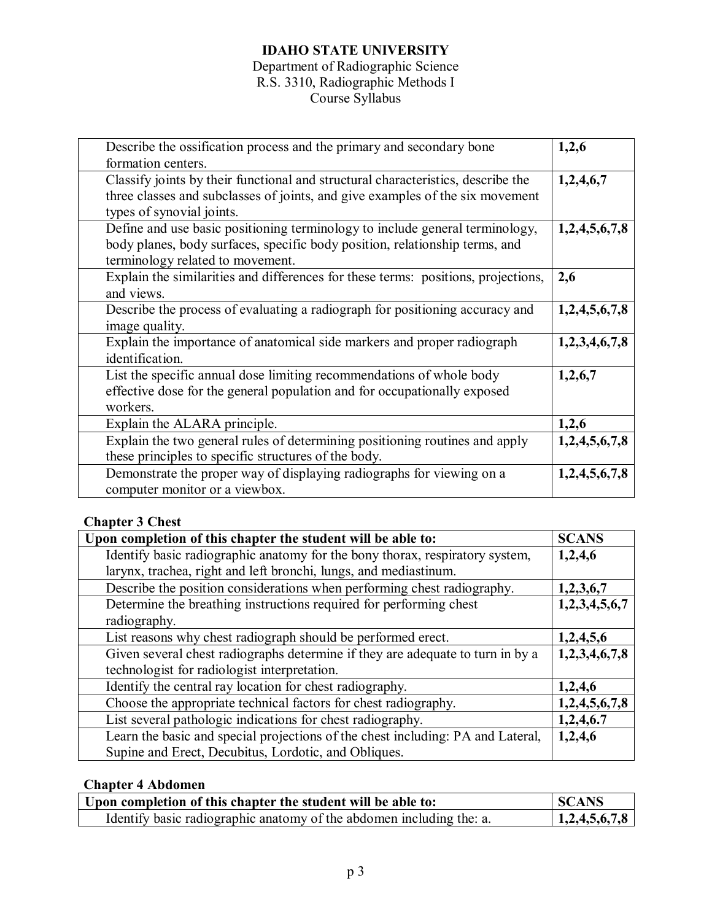| | |
|---|---|
| Describe the ossification process and the primary and secondary bone formation centers. | **1,2,6** |
| Classify joints by their functional and structural characteristics, describe the three classes and subclasses of joints, and give examples of the six movement types of synovial joints. | **1,2,4,6,7** |
| Define and use basic positioning terminology to include general terminology, body planes, body surfaces, specific body position, relationship terms, and terminology related to movement. | **1,2,4,5,6,7,8** |
| Explain the similarities and differences for these terms: positions, projections, and views. | **2,6** |
| Describe the process of evaluating a radiograph for positioning accuracy and image quality. | **1,2,4,5,6,7,8** |
| Explain the importance of anatomical side markers and proper radiograph identification. | **1,2,3,4,6,7,8** |
| List the specific annual dose limiting recommendations of whole body effective dose for the general population and for occupationally exposed workers. | **1,2,6,7** |
| Explain the ALARA principle. | **1,2,6** |
| Explain the two general rules of determining positioning routines and apply these principles to specific structures of the body. | **1,2,4,5,6,7,8** |
| Demonstrate the proper way of displaying radiographs for viewing on a computer monitor or a viewbox. | **1,2,4,5,6,7,8** |

### Chapter 3 Chest

| Upon completion of this chapter the student will be able to: | SCANS |
|---|---|
| Identify basic radiographic anatomy for the bony thorax, respiratory system, larynx, trachea, right and left bronchi, lungs, and mediastinum. | **1,2,4,6** |
| Describe the position considerations when performing chest radiography. | **1,2,3,6,7** |
| Determine the breathing instructions required for performing chest radiography. | **1,2,3,4,5,6,7** |
| List reasons why chest radiograph should be performed erect. | **1,2,4,5,6** |
| Given several chest radiographs determine if they are adequate to turn in by a technologist for radiologist interpretation. | **1,2,3,4,6,7,8** |
| Identify the central ray location for chest radiography. | **1,2,4,6** |
| Choose the appropriate technical factors for chest radiography. | **1,2,4,5,6,7,8** |
| List several pathologic indications for chest radiography. | **1,2,4,6.7** |
| Learn the basic and special projections of the chest including: PA and Lateral, Supine and Erect, Decubitus, Lordotic, and Obliques. | **1,2,4,6** |

### Chapter 4 Abdomen

| Upon completion of this chapter the student will be able to: | SCANS |
|---|---|
| Identify basic radiographic anatomy of the abdomen including the: a. | **1,2,4,5,6,7,8** |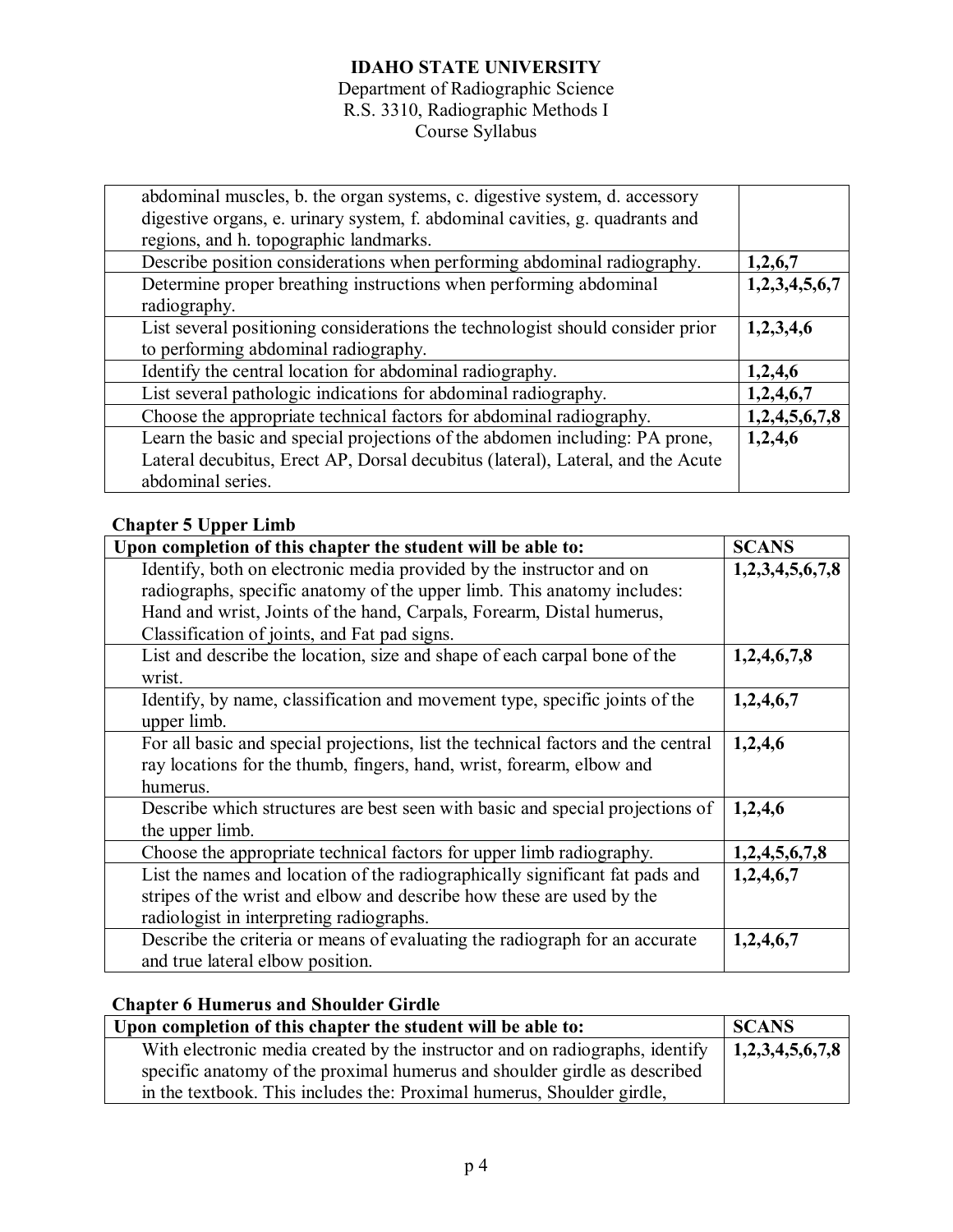| | |
|---|---|
| abdominal muscles, b. the organ systems, c. digestive system, d. accessory digestive organs, e. urinary system, f. abdominal cavities, g. quadrants and regions, and h. topographic landmarks. | |
| Describe position considerations when performing abdominal radiography. | **1,2,6,7** |
| Determine proper breathing instructions when performing abdominal radiography. | **1,2,3,4,5,6,7** |
| List several positioning considerations the technologist should consider prior to performing abdominal radiography. | **1,2,3,4,6** |
| Identify the central location for abdominal radiography. | **1,2,4,6** |
| List several pathologic indications for abdominal radiography. | **1,2,4,6,7** |
| Choose the appropriate technical factors for abdominal radiography. | **1,2,4,5,6,7,8** |
| Learn the basic and special projections of the abdomen including: PA prone, Lateral decubitus, Erect AP, Dorsal decubitus (lateral), Lateral, and the Acute abdominal series. | **1,2,4,6** |

**Chapter 5 Upper Limb**

| Upon completion of this chapter the student will be able to: | SCANS |
|---|---|
| Identify, both on electronic media provided by the instructor and on radiographs, specific anatomy of the upper limb. This anatomy includes: Hand and wrist, Joints of the hand, Carpals, Forearm, Distal humerus, Classification of joints, and Fat pad signs. | **1,2,3,4,5,6,7,8** |
| List and describe the location, size and shape of each carpal bone of the wrist. | **1,2,4,6,7,8** |
| Identify, by name, classification and movement type, specific joints of the upper limb. | **1,2,4,6,7** |
| For all basic and special projections, list the technical factors and the central ray locations for the thumb, fingers, hand, wrist, forearm, elbow and humerus. | **1,2,4,6** |
| Describe which structures are best seen with basic and special projections of the upper limb. | **1,2,4,6** |
| Choose the appropriate technical factors for upper limb radiography. | **1,2,4,5,6,7,8** |
| List the names and location of the radiographically significant fat pads and stripes of the wrist and elbow and describe how these are used by the radiologist in interpreting radiographs. | **1,2,4,6,7** |
| Describe the criteria or means of evaluating the radiograph for an accurate and true lateral elbow position. | **1,2,4,6,7** |

**Chapter 6 Humerus and Shoulder Girdle**

| Upon completion of this chapter the student will be able to: | SCANS |
|---|---|
| With electronic media created by the instructor and on radiographs, identify specific anatomy of the proximal humerus and shoulder girdle as described in the textbook. This includes the: Proximal humerus, Shoulder girdle, | **1,2,3,4,5,6,7,8** |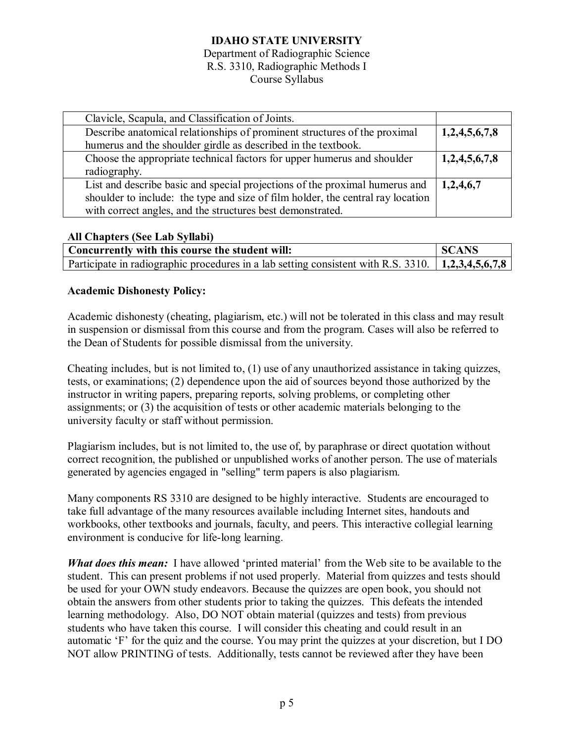| | |
|---|---|
| Clavicle, Scapula, and Classification of Joints. | |
| Describe anatomical relationships of prominent structures of the proximal humerus and the shoulder girdle as described in the textbook. | **1,2,4,5,6,7,8** |
| Choose the appropriate technical factors for upper humerus and shoulder radiography. | **1,2,4,5,6,7,8** |
| List and describe basic and special projections of the proximal humerus and shoulder to include: the type and size of film holder, the central ray location with correct angles, and the structures best demonstrated. | **1,2,4,6,7** |

**All Chapters (See Lab Syllabi)**

| Concurrently with this course the student will: | SCANS |
|---|---|
| Participate in radiographic procedures in a lab setting consistent with R.S. 3310. | **1,2,3,4,5,6,7,8** |

**Academic Dishonesty Policy:**

Academic dishonesty (cheating, plagiarism, etc.) will not be tolerated in this class and may result in suspension or dismissal from this course and from the program. Cases will also be referred to the Dean of Students for possible dismissal from the university.

Cheating includes, but is not limited to, (1) use of any unauthorized assistance in taking quizzes, tests, or examinations; (2) dependence upon the aid of sources beyond those authorized by the instructor in writing papers, preparing reports, solving problems, or completing other assignments; or (3) the acquisition of tests or other academic materials belonging to the university faculty or staff without permission.

Plagiarism includes, but is not limited to, the use of, by paraphrase or direct quotation without correct recognition, the published or unpublished works of another person. The use of materials generated by agencies engaged in "selling" term papers is also plagiarism.

Many components RS 3310 are designed to be highly interactive. Students are encouraged to take full advantage of the many resources available including Internet sites, handouts and workbooks, other textbooks and journals, faculty, and peers. This interactive collegial learning environment is conducive for life-long learning.

***What does this mean:*** I have allowed 'printed material' from the Web site to be available to the student. This can present problems if not used properly. Material from quizzes and tests should be used for your OWN study endeavors. Because the quizzes are open book, you should not obtain the answers from other students prior to taking the quizzes. This defeats the intended learning methodology. Also, DO NOT obtain material (quizzes and tests) from previous students who have taken this course. I will consider this cheating and could result in an automatic 'F' for the quiz and the course. You may print the quizzes at your discretion, but I DO NOT allow PRINTING of tests. Additionally, tests cannot be reviewed after they have been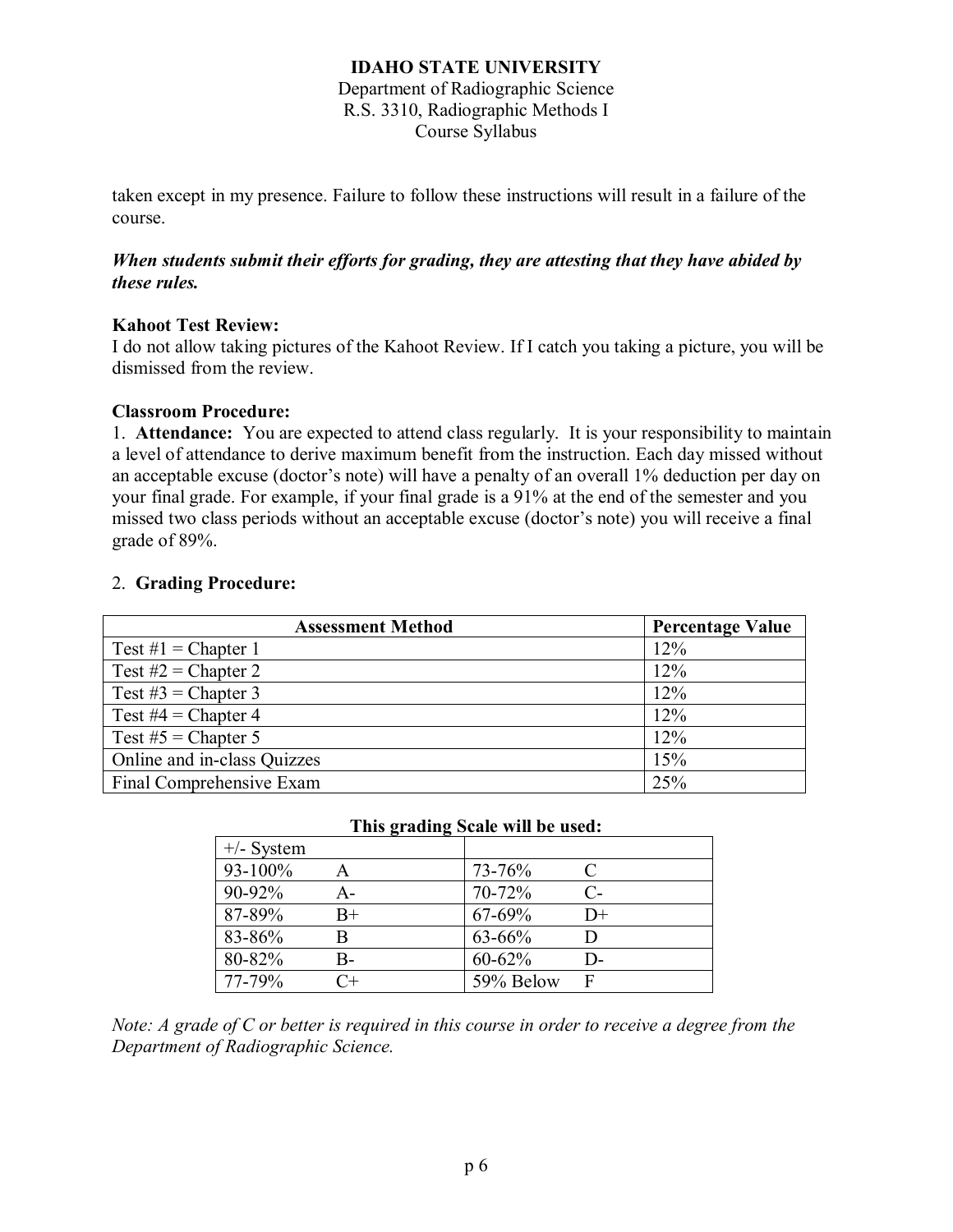taken except in my presence. Failure to follow these instructions will result in a failure of the course.

***When students submit their efforts for grading, they are attesting that they have abided by these rules.***

**Kahoot Test Review:**
I do not allow taking pictures of the Kahoot Review. If I catch you taking a picture, you will be dismissed from the review.

**Classroom Procedure:**

1. **Attendance:** You are expected to attend class regularly. It is your responsibility to maintain a level of attendance to derive maximum benefit from the instruction. Each day missed without an acceptable excuse (doctor's note) will have a penalty of an overall 1% deduction per day on your final grade. For example, if your final grade is a 91% at the end of the semester and you missed two class periods without an acceptable excuse (doctor's note) you will receive a final grade of 89%.

2. **Grading Procedure:**

| Assessment Method | Percentage Value |
|---|---|
| Test #1 = Chapter 1 | 12% |
| Test #2 = Chapter 2 | 12% |
| Test #3 = Chapter 3 | 12% |
| Test #4 = Chapter 4 | 12% |
| Test #5 = Chapter 5 | 12% |
| Online and in-class Quizzes | 15% |
| Final Comprehensive Exam | 25% |

**This grading Scale will be used:**

| +/- System | | | |
|---|---|---|---|
| 93-100% | A | 73-76% | C |
| 90-92% | A- | 70-72% | C- |
| 87-89% | B+ | 67-69% | D+ |
| 83-86% | B | 63-66% | D |
| 80-82% | B- | 60-62% | D- |
| 77-79% | C+ | 59% Below | F |

*Note: A grade of C or better is required in this course in order to receive a degree from the Department of Radiographic Science.*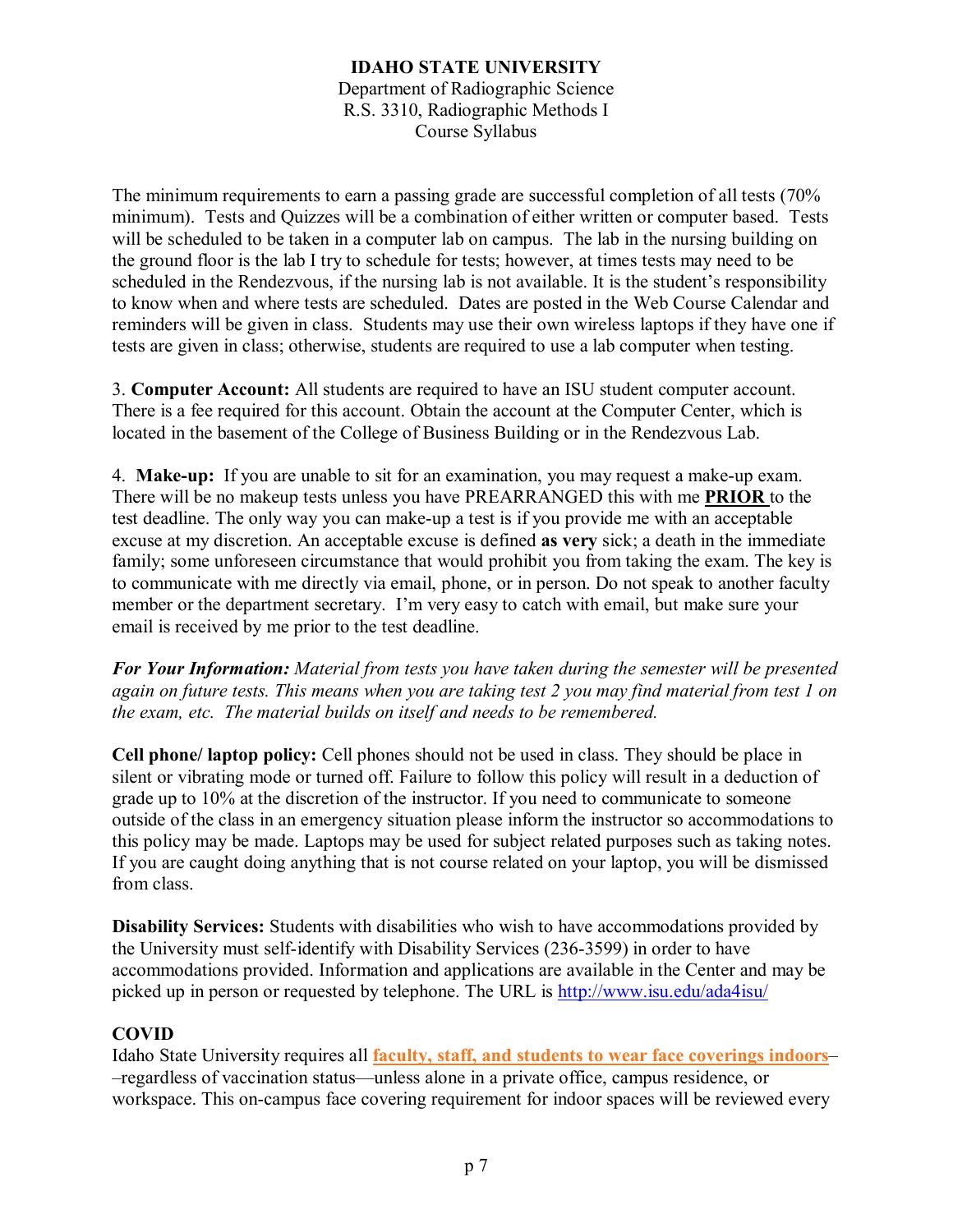The minimum requirements to earn a passing grade are successful completion of all tests (70% minimum). Tests and Quizzes will be a combination of either written or computer based. Tests will be scheduled to be taken in a computer lab on campus. The lab in the nursing building on the ground floor is the lab I try to schedule for tests; however, at times tests may need to be scheduled in the Rendezvous, if the nursing lab is not available. It is the student's responsibility to know when and where tests are scheduled. Dates are posted in the Web Course Calendar and reminders will be given in class. Students may use their own wireless laptops if they have one if tests are given in class; otherwise, students are required to use a lab computer when testing.

3. **Computer Account:** All students are required to have an ISU student computer account. There is a fee required for this account. Obtain the account at the Computer Center, which is located in the basement of the College of Business Building or in the Rendezvous Lab.

4. **Make-up:** If you are unable to sit for an examination, you may request a make-up exam. There will be no makeup tests unless you have PREARRANGED this with me **PRIOR** to the test deadline. The only way you can make-up a test is if you provide me with an acceptable excuse at my discretion. An acceptable excuse is defined **as very** sick; a death in the immediate family; some unforeseen circumstance that would prohibit you from taking the exam. The key is to communicate with me directly via email, phone, or in person. Do not speak to another faculty member or the department secretary. I'm very easy to catch with email, but make sure your email is received by me prior to the test deadline.

***For Your Information:*** *Material from tests you have taken during the semester will be presented again on future tests. This means when you are taking test 2 you may find material from test 1 on the exam, etc. The material builds on itself and needs to be remembered.*

**Cell phone/ laptop policy:** Cell phones should not be used in class. They should be place in silent or vibrating mode or turned off. Failure to follow this policy will result in a deduction of grade up to 10% at the discretion of the instructor. If you need to communicate to someone outside of the class in an emergency situation please inform the instructor so accommodations to this policy may be made. Laptops may be used for subject related purposes such as taking notes. If you are caught doing anything that is not course related on your laptop, you will be dismissed from class.

**Disability Services:** Students with disabilities who wish to have accommodations provided by the University must self-identify with Disability Services (236-3599) in order to have accommodations provided. Information and applications are available in the Center and may be picked up in person or requested by telephone. The URL is http://www.isu.edu/ada4isu/

**COVID**

Idaho State University requires all **faculty, staff, and students to wear face coverings indoors**––regardless of vaccination status—unless alone in a private office, campus residence, or workspace. This on-campus face covering requirement for indoor spaces will be reviewed every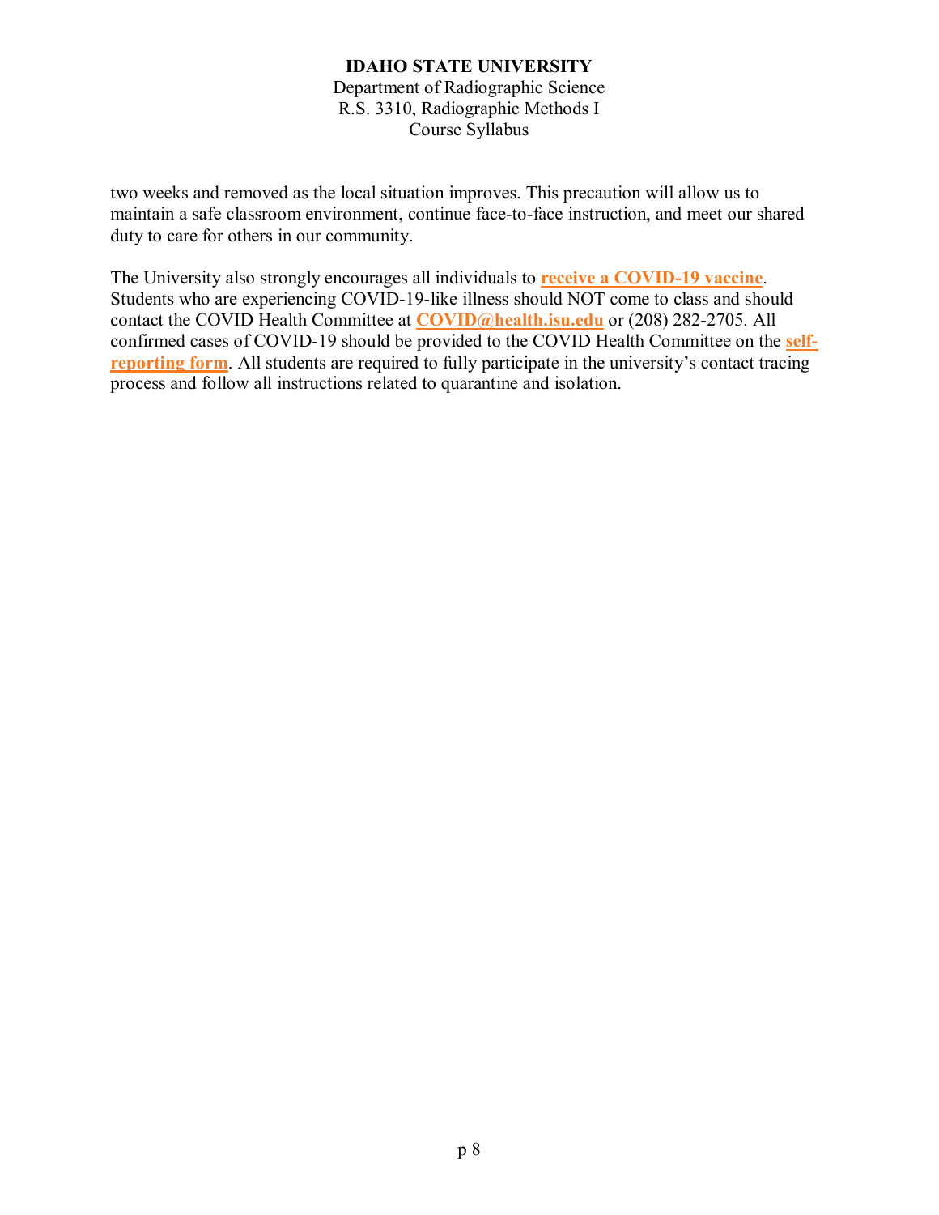two weeks and removed as the local situation improves. This precaution will allow us to maintain a safe classroom environment, continue face-to-face instruction, and meet our shared duty to care for others in our community.

The University also strongly encourages all individuals to **receive a COVID-19 vaccine**. Students who are experiencing COVID-19-like illness should NOT come to class and should contact the COVID Health Committee at **COVID@health.isu.edu** or (208) 282-2705. All confirmed cases of COVID-19 should be provided to the COVID Health Committee on the **self-reporting form**. All students are required to fully participate in the university's contact tracing process and follow all instructions related to quarantine and isolation.